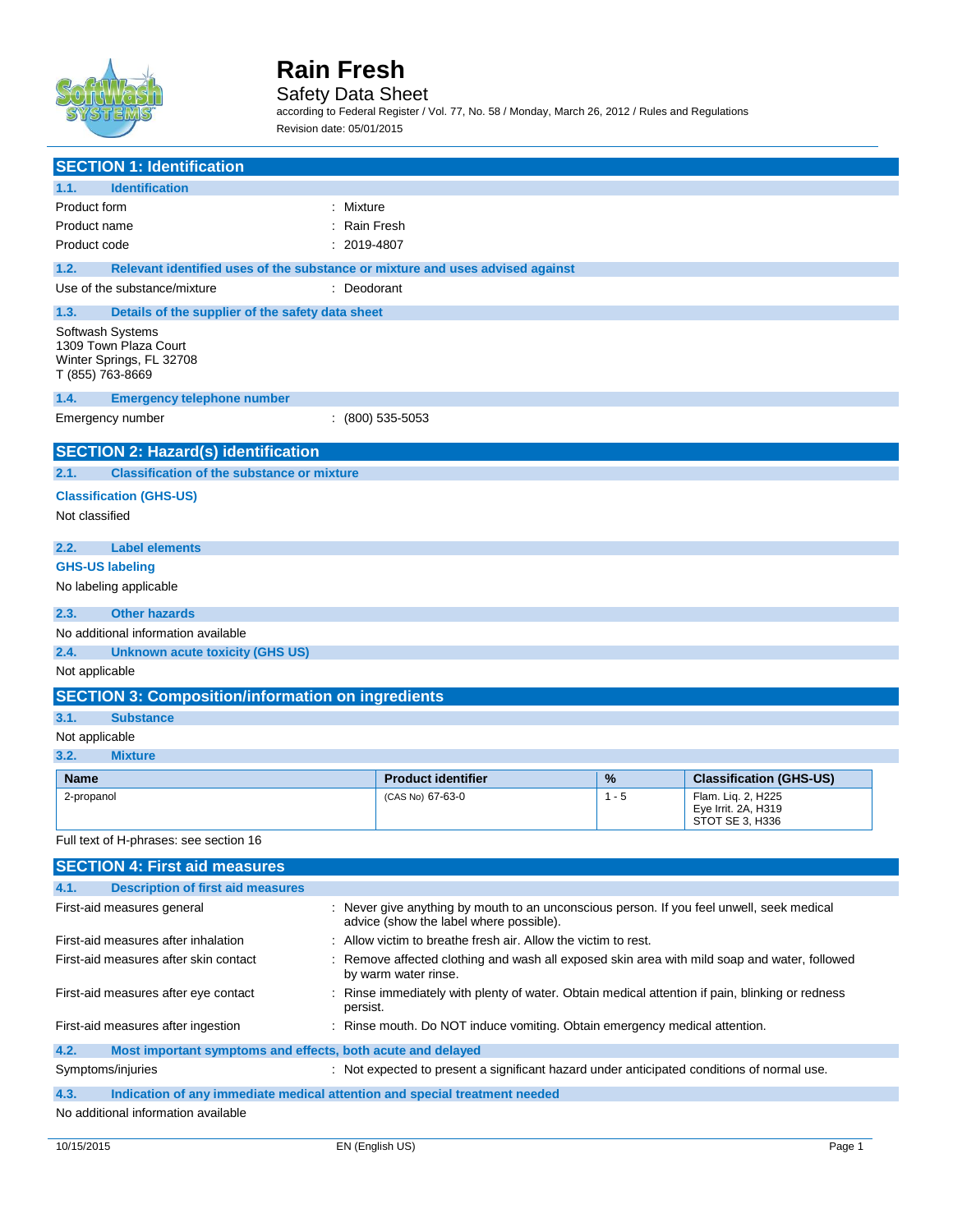# Rain Fresh

## Safety Data Sheet

according to Federal Register / Vol. 77, No. 58 / Monday, March 26, 2012 / Rules and Regulations

Revision date: 05/01/2015

## SECTION 1: Identification

### 1.1. Identification

| | |
|---|---|
| Product form | : Mixture |
| Product name | : Rain Fresh |
| Product code | : 2019-4807 |

### 1.2. Relevant identified uses of the substance or mixture and uses advised against

| | |
|---|---|
| Use of the substance/mixture | : Deodorant |

### 1.3. Details of the supplier of the safety data sheet

Softwash Systems
1309 Town Plaza Court
Winter Springs, FL 32708
T (855) 763-8669

### 1.4. Emergency telephone number

| | |
|---|---|
| Emergency number | : (800) 535-5053 |

## SECTION 2: Hazard(s) identification

### 2.1. Classification of the substance or mixture

**Classification (GHS-US)**

Not classified

### 2.2. Label elements

**GHS-US labeling**

No labeling applicable

### 2.3. Other hazards

No additional information available

### 2.4. Unknown acute toxicity (GHS US)

Not applicable

## SECTION 3: Composition/information on ingredients

### 3.1. Substance

Not applicable

### 3.2. Mixture

| Name | Product identifier | % | Classification (GHS-US) |
|---|---|---|---|
| 2-propanol | (CAS No) 67-63-0 | 1 - 5 | Flam. Liq. 2, H225<br>Eye Irrit. 2A, H319<br>STOT SE 3, H336 |

Full text of H-phrases: see section 16

## SECTION 4: First aid measures

### 4.1. Description of first aid measures

| | |
|---|---|
| First-aid measures general | : Never give anything by mouth to an unconscious person. If you feel unwell, seek medical advice (show the label where possible). |
| First-aid measures after inhalation | : Allow victim to breathe fresh air. Allow the victim to rest. |
| First-aid measures after skin contact | : Remove affected clothing and wash all exposed skin area with mild soap and water, followed by warm water rinse. |
| First-aid measures after eye contact | : Rinse immediately with plenty of water. Obtain medical attention if pain, blinking or redness persist. |
| First-aid measures after ingestion | : Rinse mouth. Do NOT induce vomiting. Obtain emergency medical attention. |

### 4.2. Most important symptoms and effects, both acute and delayed

| | |
|---|---|
| Symptoms/injuries | : Not expected to present a significant hazard under anticipated conditions of normal use. |

### 4.3. Indication of any immediate medical attention and special treatment needed

No additional information available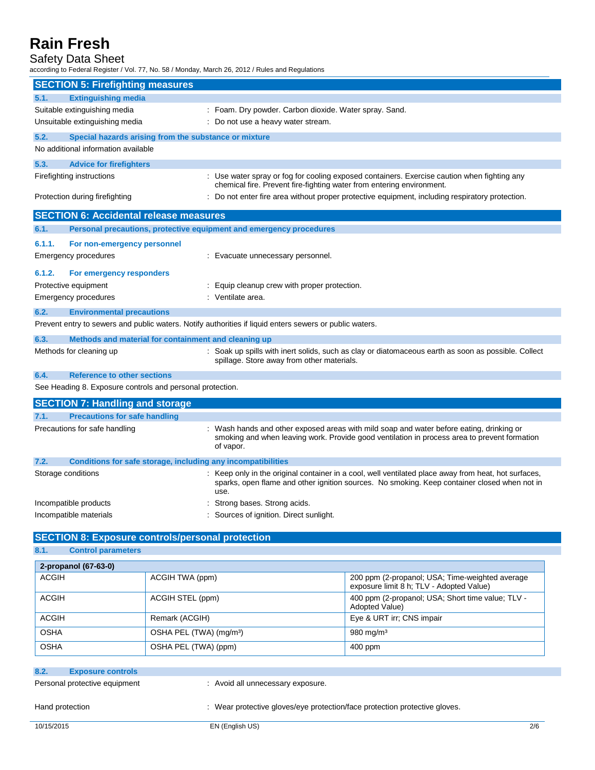## SECTION 5: Firefighting measures

### 5.1. Extinguishing media

Suitable extinguishing media : Foam. Dry powder. Carbon dioxide. Water spray. Sand.

Unsuitable extinguishing media : Do not use a heavy water stream.

### 5.2. Special hazards arising from the substance or mixture

No additional information available

### 5.3. Advice for firefighters

Firefighting instructions : Use water spray or fog for cooling exposed containers. Exercise caution when fighting any chemical fire. Prevent fire-fighting water from entering environment.

Protection during firefighting : Do not enter fire area without proper protective equipment, including respiratory protection.

## SECTION 6: Accidental release measures

### 6.1. Personal precautions, protective equipment and emergency procedures

#### 6.1.1. For non-emergency personnel

Emergency procedures : Evacuate unnecessary personnel.

#### 6.1.2. For emergency responders

Protective equipment : Equip cleanup crew with proper protection.

Emergency procedures : Ventilate area.

### 6.2. Environmental precautions

Prevent entry to sewers and public waters. Notify authorities if liquid enters sewers or public waters.

### 6.3. Methods and material for containment and cleaning up

Methods for cleaning up : Soak up spills with inert solids, such as clay or diatomaceous earth as soon as possible. Collect spillage. Store away from other materials.

### 6.4. Reference to other sections

See Heading 8. Exposure controls and personal protection.

## SECTION 7: Handling and storage

### 7.1. Precautions for safe handling

Precautions for safe handling : Wash hands and other exposed areas with mild soap and water before eating, drinking or smoking and when leaving work. Provide good ventilation in process area to prevent formation of vapor.

### 7.2. Conditions for safe storage, including any incompatibilities

Storage conditions : Keep only in the original container in a cool, well ventilated place away from heat, hot surfaces, sparks, open flame and other ignition sources. No smoking. Keep container closed when not in use.

Incompatible products : Strong bases. Strong acids.

Incompatible materials : Sources of ignition. Direct sunlight.

## SECTION 8: Exposure controls/personal protection

### 8.1. Control parameters

| 2-propanol (67-63-0) | | |
|---|---|---|
| ACGIH | ACGIH TWA (ppm) | 200 ppm (2-propanol; USA; Time-weighted average exposure limit 8 h; TLV - Adopted Value) |
| ACGIH | ACGIH STEL (ppm) | 400 ppm (2-propanol; USA; Short time value; TLV - Adopted Value) |
| ACGIH | Remark (ACGIH) | Eye & URT irr; CNS impair |
| OSHA | OSHA PEL (TWA) (mg/m³) | 980 mg/m³ |
| OSHA | OSHA PEL (TWA) (ppm) | 400 ppm |

### 8.2. Exposure controls

Personal protective equipment : Avoid all unnecessary exposure.

Hand protection : Wear protective gloves/eye protection/face protection protective gloves.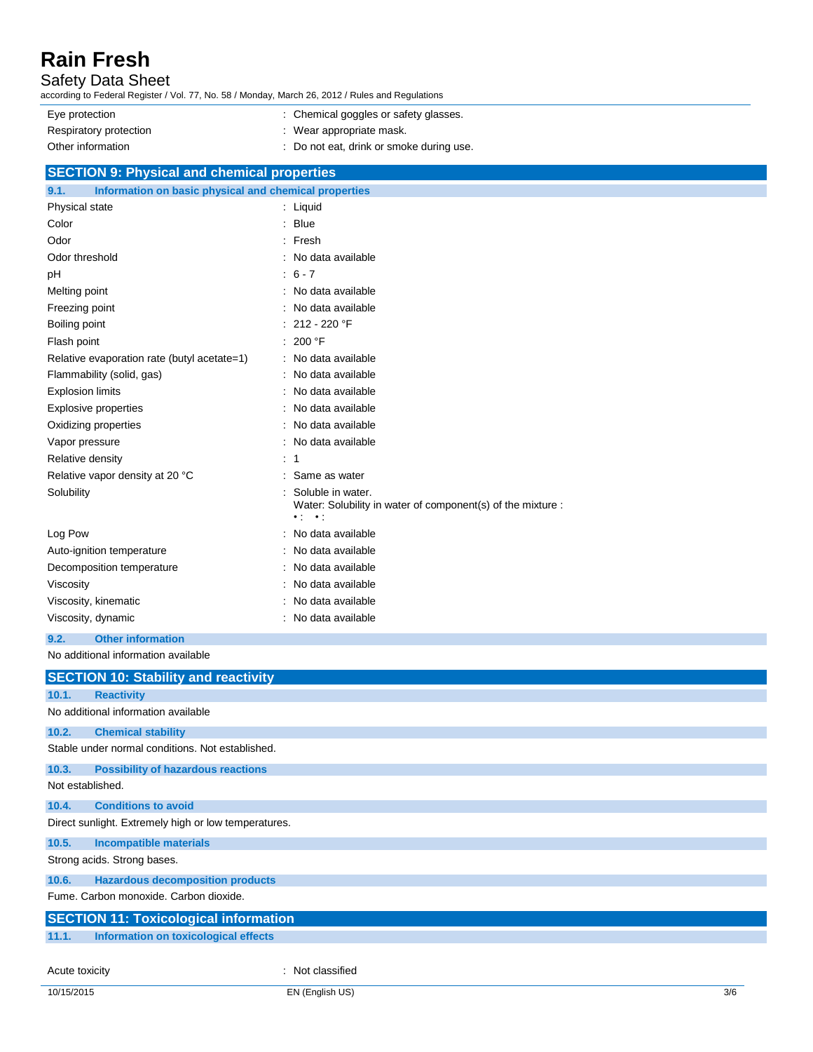| | |
|---|---|
| Eye protection | : Chemical goggles or safety glasses. |
| Respiratory protection | : Wear appropriate mask. |
| Other information | : Do not eat, drink or smoke during use. |

## SECTION 9: Physical and chemical properties

### 9.1. Information on basic physical and chemical properties

| | |
|---|---|
| Physical state | : Liquid |
| Color | : Blue |
| Odor | : Fresh |
| Odor threshold | : No data available |
| pH | : 6 - 7 |
| Melting point | : No data available |
| Freezing point | : No data available |
| Boiling point | : 212 - 220 °F |
| Flash point | : 200 °F |
| Relative evaporation rate (butyl acetate=1) | : No data available |
| Flammability (solid, gas) | : No data available |
| Explosion limits | : No data available |
| Explosive properties | : No data available |
| Oxidizing properties | : No data available |
| Vapor pressure | : No data available |
| Relative density | : 1 |
| Relative vapor density at 20 °C | : Same as water |
| Solubility | : Soluble in water.<br>Water: Solubility in water of component(s) of the mixture :<br>• : • : |
| Log Pow | : No data available |
| Auto-ignition temperature | : No data available |
| Decomposition temperature | : No data available |
| Viscosity | : No data available |
| Viscosity, kinematic | : No data available |
| Viscosity, dynamic | : No data available |

### 9.2. Other information

No additional information available

## SECTION 10: Stability and reactivity

### 10.1. Reactivity

No additional information available

### 10.2. Chemical stability

Stable under normal conditions. Not established.

### 10.3. Possibility of hazardous reactions

Not established.

### 10.4. Conditions to avoid

Direct sunlight. Extremely high or low temperatures.

### 10.5. Incompatible materials

Strong acids. Strong bases.

### 10.6. Hazardous decomposition products

Fume. Carbon monoxide. Carbon dioxide.

## SECTION 11: Toxicological information

### 11.1. Information on toxicological effects

| | |
|---|---|
| Acute toxicity | : Not classified |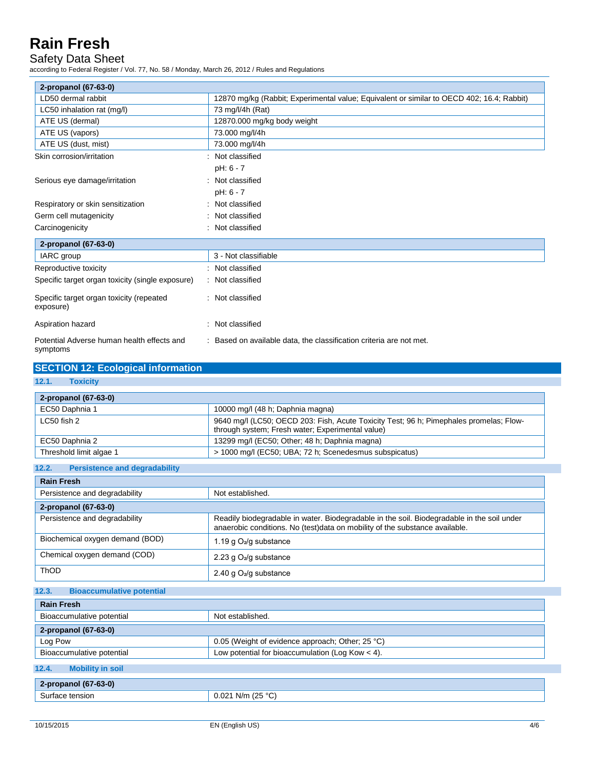| 2-propanol (67-63-0) | |
|---|---|
| LD50 dermal rabbit | 12870 mg/kg (Rabbit; Experimental value; Equivalent or similar to OECD 402; 16.4; Rabbit) |
| LC50 inhalation rat (mg/l) | 73 mg/l/4h (Rat) |
| ATE US (dermal) | 12870.000 mg/kg body weight |
| ATE US (vapors) | 73.000 mg/l/4h |
| ATE US (dust, mist) | 73.000 mg/l/4h |

Skin corrosion/irritation : Not classified

pH: 6 - 7

Serious eye damage/irritation : Not classified

pH: 6 - 7

Respiratory or skin sensitization : Not classified

Germ cell mutagenicity : Not classified

Carcinogenicity : Not classified

| 2-propanol (67-63-0) | |
|---|---|
| IARC group | 3 - Not classifiable |

Reproductive toxicity : Not classified

Specific target organ toxicity (single exposure) : Not classified

Specific target organ toxicity (repeated exposure) : Not classified

Aspiration hazard : Not classified

Potential Adverse human health effects and symptoms : Based on available data, the classification criteria are not met.

## SECTION 12: Ecological information

### 12.1. Toxicity

| 2-propanol (67-63-0) | |
|---|---|
| EC50 Daphnia 1 | 10000 mg/l (48 h; Daphnia magna) |
| LC50 fish 2 | 9640 mg/l (LC50; OECD 203: Fish, Acute Toxicity Test; 96 h; Pimephales promelas; Flow-through system; Fresh water; Experimental value) |
| EC50 Daphnia 2 | 13299 mg/l (EC50; Other; 48 h; Daphnia magna) |
| Threshold limit algae 1 | > 1000 mg/l (EC50; UBA; 72 h; Scenedesmus subspicatus) |

### 12.2. Persistence and degradability

| Rain Fresh | |
|---|---|
| Persistence and degradability | Not established. |

| 2-propanol (67-63-0) | |
|---|---|
| Persistence and degradability | Readily biodegradable in water. Biodegradable in the soil. Biodegradable in the soil under anaerobic conditions. No (test)data on mobility of the substance available. |
| Biochemical oxygen demand (BOD) | 1.19 g $O_2$/g substance |
| Chemical oxygen demand (COD) | 2.23 g $O_2$/g substance |
| ThOD | 2.40 g $O_2$/g substance |

### 12.3. Bioaccumulative potential

| Rain Fresh | |
|---|---|
| Bioaccumulative potential | Not established. |

| 2-propanol (67-63-0) | |
|---|---|
| Log Pow | 0.05 (Weight of evidence approach; Other; 25 °C) |
| Bioaccumulative potential | Low potential for bioaccumulation (Log Kow < 4). |

### 12.4. Mobility in soil

| 2-propanol (67-63-0) | |
|---|---|
| Surface tension | 0.021 N/m (25 °C) |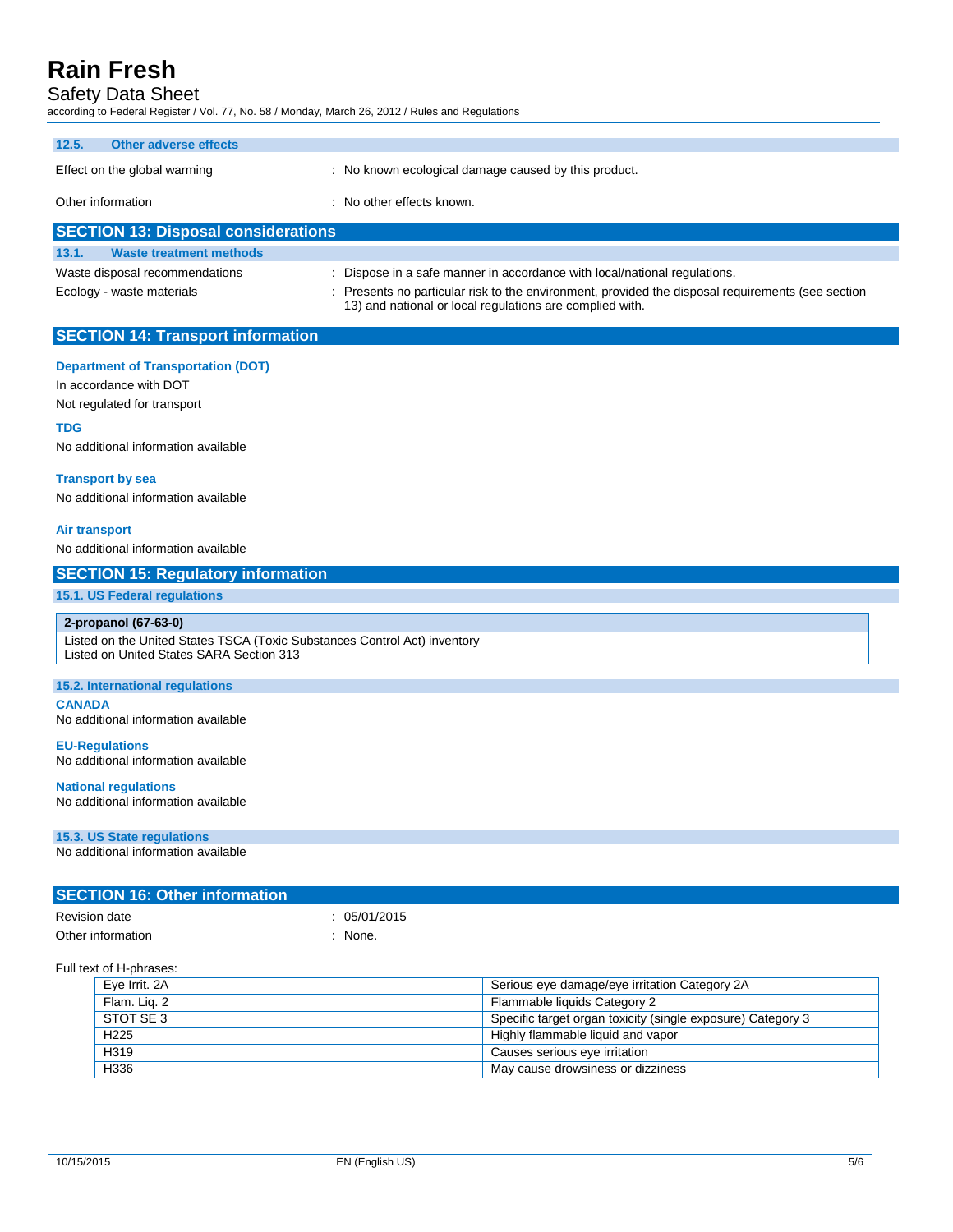### 12.5. Other adverse effects

| | |
|---|---|
| Effect on the global warming | : No known ecological damage caused by this product. |
| Other information | : No other effects known. |

## SECTION 13: Disposal considerations

### 13.1. Waste treatment methods

| | |
|---|---|
| Waste disposal recommendations | : Dispose in a safe manner in accordance with local/national regulations. |
| Ecology - waste materials | : Presents no particular risk to the environment, provided the disposal requirements (see section 13) and national or local regulations are complied with. |

## SECTION 14: Transport information

**Department of Transportation (DOT)**

In accordance with DOT

Not regulated for transport

**TDG**

No additional information available

**Transport by sea**

No additional information available

**Air transport**

No additional information available

## SECTION 15: Regulatory information

### 15.1. US Federal regulations

| 2-propanol (67-63-0) |
|---|
| Listed on the United States TSCA (Toxic Substances Control Act) inventory<br>Listed on United States SARA Section 313 |

### 15.2. International regulations

**CANADA**

No additional information available

**EU-Regulations**

No additional information available

**National regulations**

No additional information available

### 15.3. US State regulations

No additional information available

## SECTION 16: Other information

| | |
|---|---|
| Revision date | : 05/01/2015 |
| Other information | : None. |

Full text of H-phrases:

| | |
|---|---|
| Eye Irrit. 2A | Serious eye damage/eye irritation Category 2A |
| Flam. Liq. 2 | Flammable liquids Category 2 |
| STOT SE 3 | Specific target organ toxicity (single exposure) Category 3 |
| H225 | Highly flammable liquid and vapor |
| H319 | Causes serious eye irritation |
| H336 | May cause drowsiness or dizziness |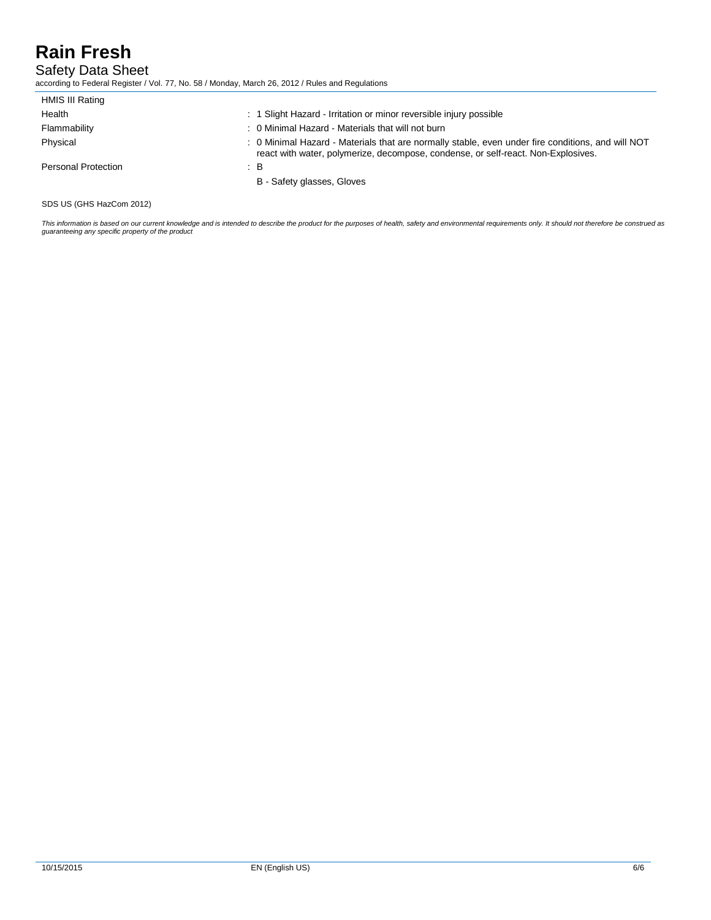| | |
|---|---|
| HMIS III Rating | |
| Health | : 1 Slight Hazard - Irritation or minor reversible injury possible |
| Flammability | : 0 Minimal Hazard - Materials that will not burn |
| Physical | : 0 Minimal Hazard - Materials that are normally stable, even under fire conditions, and will NOT react with water, polymerize, decompose, condense, or self-react. Non-Explosives. |
| Personal Protection | : B<br>B - Safety glasses, Gloves |

SDS US (GHS HazCom 2012)

*This information is based on our current knowledge and is intended to describe the product for the purposes of health, safety and environmental requirements only. It should not therefore be construed as guaranteeing any specific property of the product*